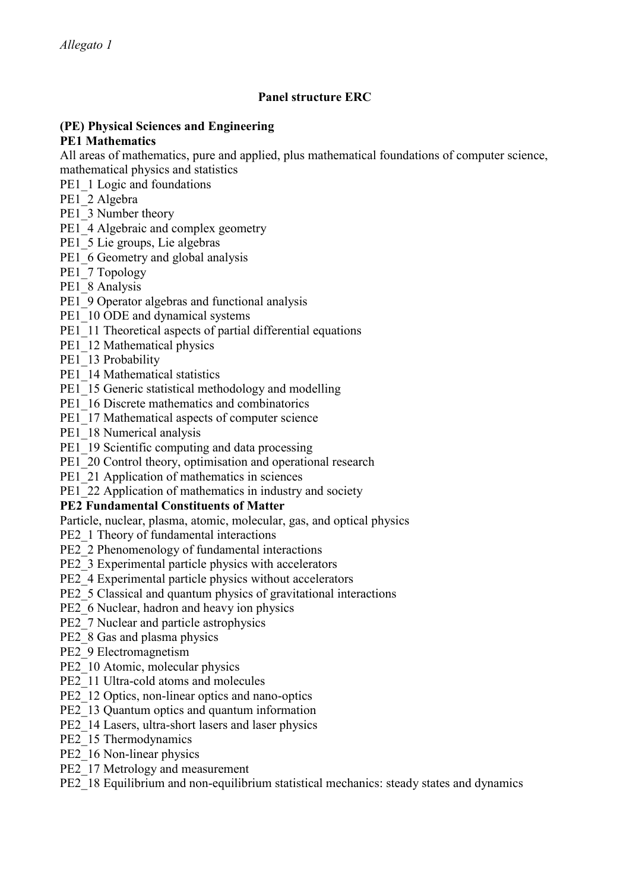*Allegato 1*

**Panel structure ERC**

**(PE) Physical Sciences and Engineering**

**PE1 Mathematics**

All areas of mathematics, pure and applied, plus mathematical foundations of computer science, mathematical physics and statistics

PE1_1 Logic and foundations
PE1_2 Algebra
PE1_3 Number theory
PE1_4 Algebraic and complex geometry
PE1_5 Lie groups, Lie algebras
PE1_6 Geometry and global analysis
PE1_7 Topology
PE1_8 Analysis
PE1_9 Operator algebras and functional analysis
PE1_10 ODE and dynamical systems
PE1_11 Theoretical aspects of partial differential equations
PE1_12 Mathematical physics
PE1_13 Probability
PE1_14 Mathematical statistics
PE1_15 Generic statistical methodology and modelling
PE1_16 Discrete mathematics and combinatorics
PE1_17 Mathematical aspects of computer science
PE1_18 Numerical analysis
PE1_19 Scientific computing and data processing
PE1_20 Control theory, optimisation and operational research
PE1_21 Application of mathematics in sciences
PE1_22 Application of mathematics in industry and society

**PE2 Fundamental Constituents of Matter**

Particle, nuclear, plasma, atomic, molecular, gas, and optical physics

PE2_1 Theory of fundamental interactions
PE2_2 Phenomenology of fundamental interactions
PE2_3 Experimental particle physics with accelerators
PE2_4 Experimental particle physics without accelerators
PE2_5 Classical and quantum physics of gravitational interactions
PE2_6 Nuclear, hadron and heavy ion physics
PE2_7 Nuclear and particle astrophysics
PE2_8 Gas and plasma physics
PE2_9 Electromagnetism
PE2_10 Atomic, molecular physics
PE2_11 Ultra-cold atoms and molecules
PE2_12 Optics, non-linear optics and nano-optics
PE2_13 Quantum optics and quantum information
PE2_14 Lasers, ultra-short lasers and laser physics
PE2_15 Thermodynamics
PE2_16 Non-linear physics
PE2_17 Metrology and measurement
PE2_18 Equilibrium and non-equilibrium statistical mechanics: steady states and dynamics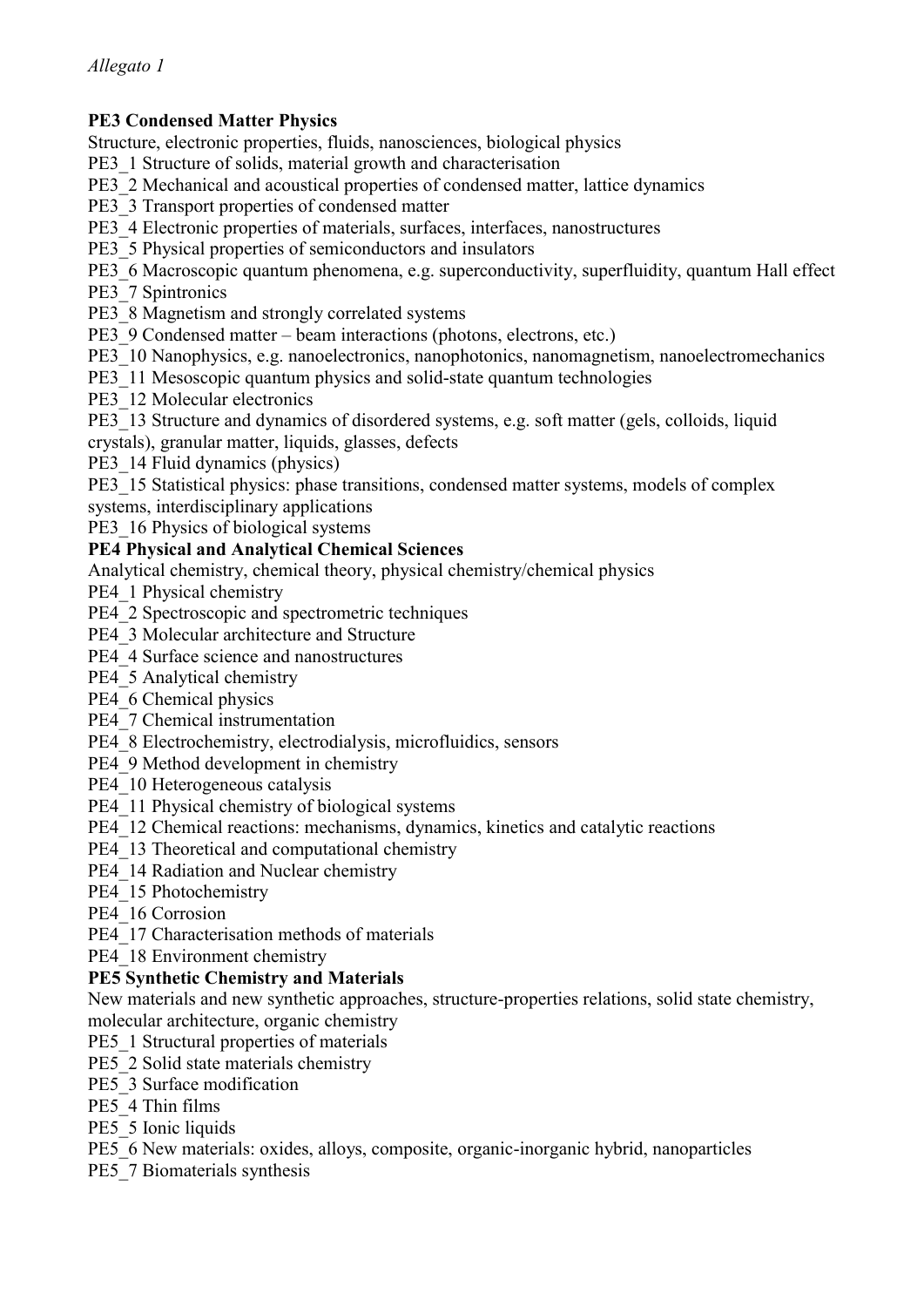*Allegato 1*

**PE3 Condensed Matter Physics**

Structure, electronic properties, fluids, nanosciences, biological physics

PE3_1 Structure of solids, material growth and characterisation

PE3_2 Mechanical and acoustical properties of condensed matter, lattice dynamics

PE3_3 Transport properties of condensed matter

PE3_4 Electronic properties of materials, surfaces, interfaces, nanostructures

PE3_5 Physical properties of semiconductors and insulators

PE3_6 Macroscopic quantum phenomena, e.g. superconductivity, superfluidity, quantum Hall effect

PE3_7 Spintronics

PE3_8 Magnetism and strongly correlated systems

PE3_9 Condensed matter – beam interactions (photons, electrons, etc.)

PE3_10 Nanophysics, e.g. nanoelectronics, nanophotonics, nanomagnetism, nanoelectromechanics

PE3_11 Mesoscopic quantum physics and solid-state quantum technologies

PE3_12 Molecular electronics

PE3_13 Structure and dynamics of disordered systems, e.g. soft matter (gels, colloids, liquid crystals), granular matter, liquids, glasses, defects

PE3_14 Fluid dynamics (physics)

PE3_15 Statistical physics: phase transitions, condensed matter systems, models of complex systems, interdisciplinary applications

PE3_16 Physics of biological systems

**PE4 Physical and Analytical Chemical Sciences**

Analytical chemistry, chemical theory, physical chemistry/chemical physics

PE4_1 Physical chemistry

PE4_2 Spectroscopic and spectrometric techniques

PE4_3 Molecular architecture and Structure

PE4_4 Surface science and nanostructures

PE4_5 Analytical chemistry

PE4_6 Chemical physics

PE4_7 Chemical instrumentation

PE4_8 Electrochemistry, electrodialysis, microfluidics, sensors

PE4_9 Method development in chemistry

PE4_10 Heterogeneous catalysis

PE4_11 Physical chemistry of biological systems

PE4_12 Chemical reactions: mechanisms, dynamics, kinetics and catalytic reactions

PE4_13 Theoretical and computational chemistry

PE4_14 Radiation and Nuclear chemistry

PE4_15 Photochemistry

PE4_16 Corrosion

PE4_17 Characterisation methods of materials

PE4_18 Environment chemistry

**PE5 Synthetic Chemistry and Materials**

New materials and new synthetic approaches, structure-properties relations, solid state chemistry, molecular architecture, organic chemistry

PE5_1 Structural properties of materials

PE5_2 Solid state materials chemistry

PE5_3 Surface modification

PE5_4 Thin films

PE5_5 Ionic liquids

PE5_6 New materials: oxides, alloys, composite, organic-inorganic hybrid, nanoparticles

PE5_7 Biomaterials synthesis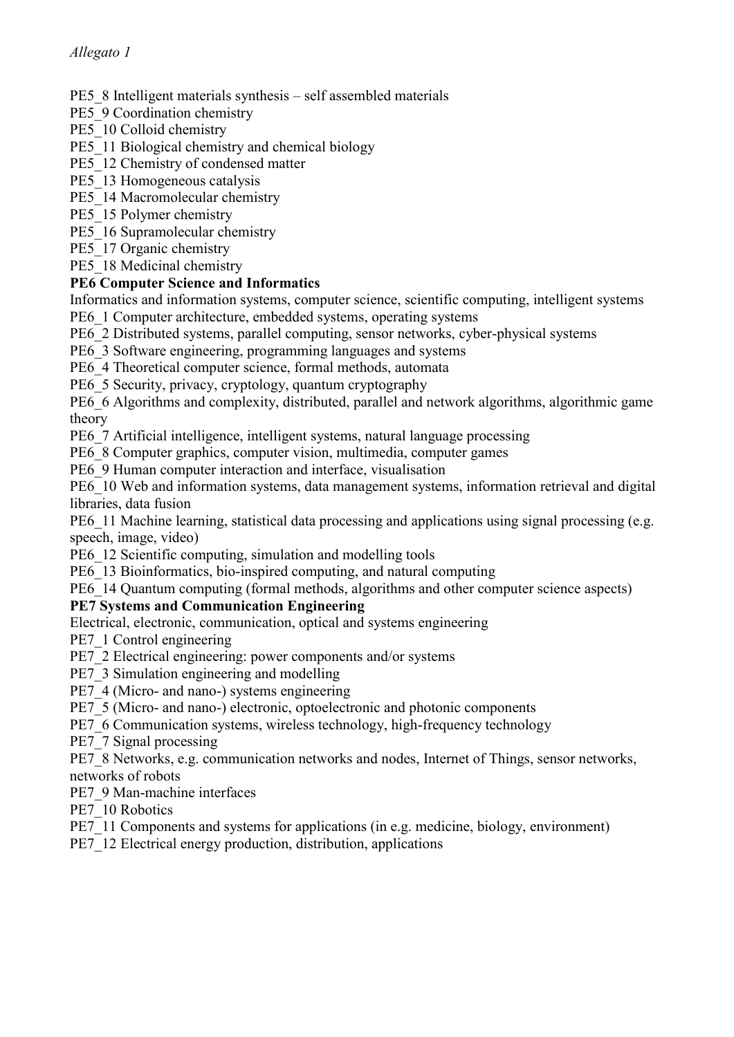*Allegato 1*

PE5_8 Intelligent materials synthesis – self assembled materials
PE5_9 Coordination chemistry
PE5_10 Colloid chemistry
PE5_11 Biological chemistry and chemical biology
PE5_12 Chemistry of condensed matter
PE5_13 Homogeneous catalysis
PE5_14 Macromolecular chemistry
PE5_15 Polymer chemistry
PE5_16 Supramolecular chemistry
PE5_17 Organic chemistry
PE5_18 Medicinal chemistry

**PE6 Computer Science and Informatics**

Informatics and information systems, computer science, scientific computing, intelligent systems
PE6_1 Computer architecture, embedded systems, operating systems
PE6_2 Distributed systems, parallel computing, sensor networks, cyber-physical systems
PE6_3 Software engineering, programming languages and systems
PE6_4 Theoretical computer science, formal methods, automata
PE6_5 Security, privacy, cryptology, quantum cryptography
PE6_6 Algorithms and complexity, distributed, parallel and network algorithms, algorithmic game theory
PE6_7 Artificial intelligence, intelligent systems, natural language processing
PE6_8 Computer graphics, computer vision, multimedia, computer games
PE6_9 Human computer interaction and interface, visualisation
PE6_10 Web and information systems, data management systems, information retrieval and digital libraries, data fusion
PE6_11 Machine learning, statistical data processing and applications using signal processing (e.g. speech, image, video)
PE6_12 Scientific computing, simulation and modelling tools
PE6_13 Bioinformatics, bio-inspired computing, and natural computing
PE6_14 Quantum computing (formal methods, algorithms and other computer science aspects)

**PE7 Systems and Communication Engineering**

Electrical, electronic, communication, optical and systems engineering
PE7_1 Control engineering
PE7_2 Electrical engineering: power components and/or systems
PE7_3 Simulation engineering and modelling
PE7_4 (Micro- and nano-) systems engineering
PE7_5 (Micro- and nano-) electronic, optoelectronic and photonic components
PE7_6 Communication systems, wireless technology, high-frequency technology
PE7_7 Signal processing
PE7_8 Networks, e.g. communication networks and nodes, Internet of Things, sensor networks, networks of robots
PE7_9 Man-machine interfaces
PE7_10 Robotics
PE7_11 Components and systems for applications (in e.g. medicine, biology, environment)
PE7_12 Electrical energy production, distribution, applications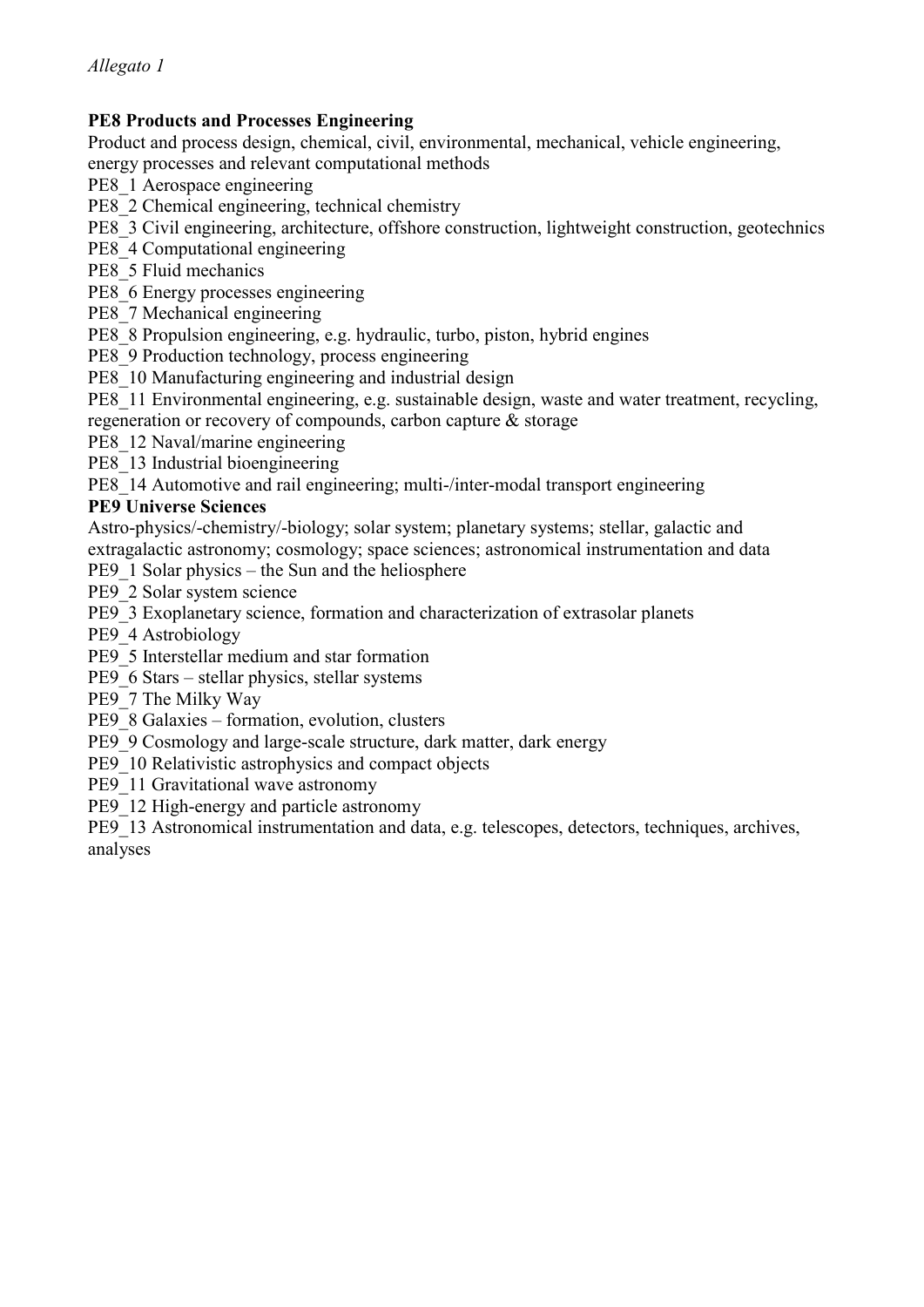*Allegato 1*

**PE8 Products and Processes Engineering**

Product and process design, chemical, civil, environmental, mechanical, vehicle engineering, energy processes and relevant computational methods

PE8_1 Aerospace engineering
PE8_2 Chemical engineering, technical chemistry
PE8_3 Civil engineering, architecture, offshore construction, lightweight construction, geotechnics
PE8_4 Computational engineering
PE8_5 Fluid mechanics
PE8_6 Energy processes engineering
PE8_7 Mechanical engineering
PE8_8 Propulsion engineering, e.g. hydraulic, turbo, piston, hybrid engines
PE8_9 Production technology, process engineering
PE8_10 Manufacturing engineering and industrial design
PE8_11 Environmental engineering, e.g. sustainable design, waste and water treatment, recycling, regeneration or recovery of compounds, carbon capture & storage
PE8_12 Naval/marine engineering
PE8_13 Industrial bioengineering
PE8_14 Automotive and rail engineering; multi-/inter-modal transport engineering

**PE9 Universe Sciences**

Astro-physics/-chemistry/-biology; solar system; planetary systems; stellar, galactic and extragalactic astronomy; cosmology; space sciences; astronomical instrumentation and data

PE9_1 Solar physics – the Sun and the heliosphere
PE9_2 Solar system science
PE9_3 Exoplanetary science, formation and characterization of extrasolar planets
PE9_4 Astrobiology
PE9_5 Interstellar medium and star formation
PE9_6 Stars – stellar physics, stellar systems
PE9_7 The Milky Way
PE9_8 Galaxies – formation, evolution, clusters
PE9_9 Cosmology and large-scale structure, dark matter, dark energy
PE9_10 Relativistic astrophysics and compact objects
PE9_11 Gravitational wave astronomy
PE9_12 High-energy and particle astronomy
PE9_13 Astronomical instrumentation and data, e.g. telescopes, detectors, techniques, archives, analyses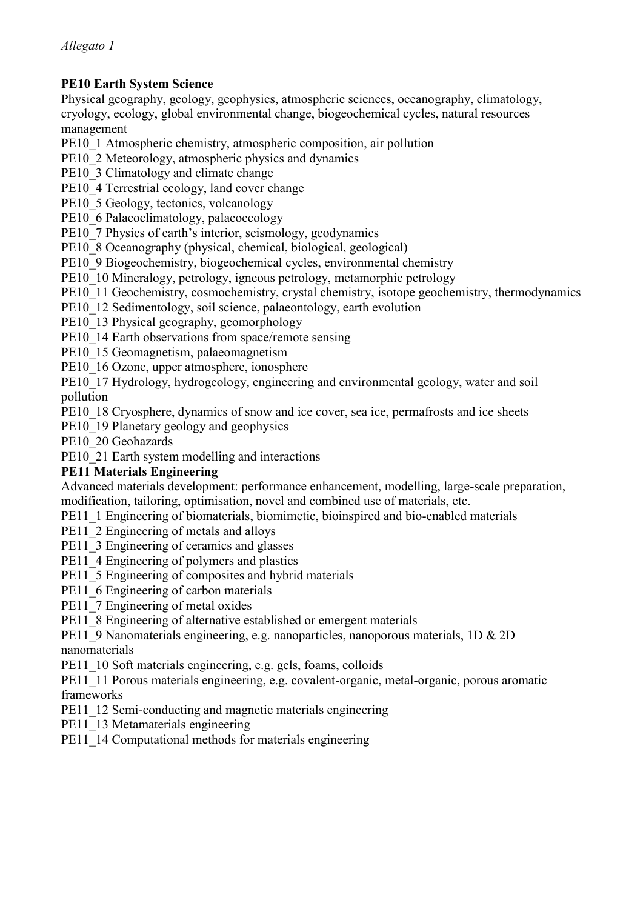*Allegato 1*

**PE10 Earth System Science**

Physical geography, geology, geophysics, atmospheric sciences, oceanography, climatology, cryology, ecology, global environmental change, biogeochemical cycles, natural resources management

PE10_1 Atmospheric chemistry, atmospheric composition, air pollution
PE10_2 Meteorology, atmospheric physics and dynamics
PE10_3 Climatology and climate change
PE10_4 Terrestrial ecology, land cover change
PE10_5 Geology, tectonics, volcanology
PE10_6 Palaeoclimatology, palaeoecology
PE10_7 Physics of earth's interior, seismology, geodynamics
PE10_8 Oceanography (physical, chemical, biological, geological)
PE10_9 Biogeochemistry, biogeochemical cycles, environmental chemistry
PE10_10 Mineralogy, petrology, igneous petrology, metamorphic petrology
PE10_11 Geochemistry, cosmochemistry, crystal chemistry, isotope geochemistry, thermodynamics
PE10_12 Sedimentology, soil science, palaeontology, earth evolution
PE10_13 Physical geography, geomorphology
PE10_14 Earth observations from space/remote sensing
PE10_15 Geomagnetism, palaeomagnetism
PE10_16 Ozone, upper atmosphere, ionosphere
PE10_17 Hydrology, hydrogeology, engineering and environmental geology, water and soil pollution
PE10_18 Cryosphere, dynamics of snow and ice cover, sea ice, permafrosts and ice sheets
PE10_19 Planetary geology and geophysics
PE10_20 Geohazards
PE10_21 Earth system modelling and interactions

**PE11 Materials Engineering**

Advanced materials development: performance enhancement, modelling, large-scale preparation, modification, tailoring, optimisation, novel and combined use of materials, etc.

PE11_1 Engineering of biomaterials, biomimetic, bioinspired and bio-enabled materials
PE11_2 Engineering of metals and alloys
PE11_3 Engineering of ceramics and glasses
PE11_4 Engineering of polymers and plastics
PE11_5 Engineering of composites and hybrid materials
PE11_6 Engineering of carbon materials
PE11_7 Engineering of metal oxides
PE11_8 Engineering of alternative established or emergent materials
PE11_9 Nanomaterials engineering, e.g. nanoparticles, nanoporous materials, 1D & 2D nanomaterials
PE11_10 Soft materials engineering, e.g. gels, foams, colloids
PE11_11 Porous materials engineering, e.g. covalent-organic, metal-organic, porous aromatic frameworks
PE11_12 Semi-conducting and magnetic materials engineering
PE11_13 Metamaterials engineering
PE11_14 Computational methods for materials engineering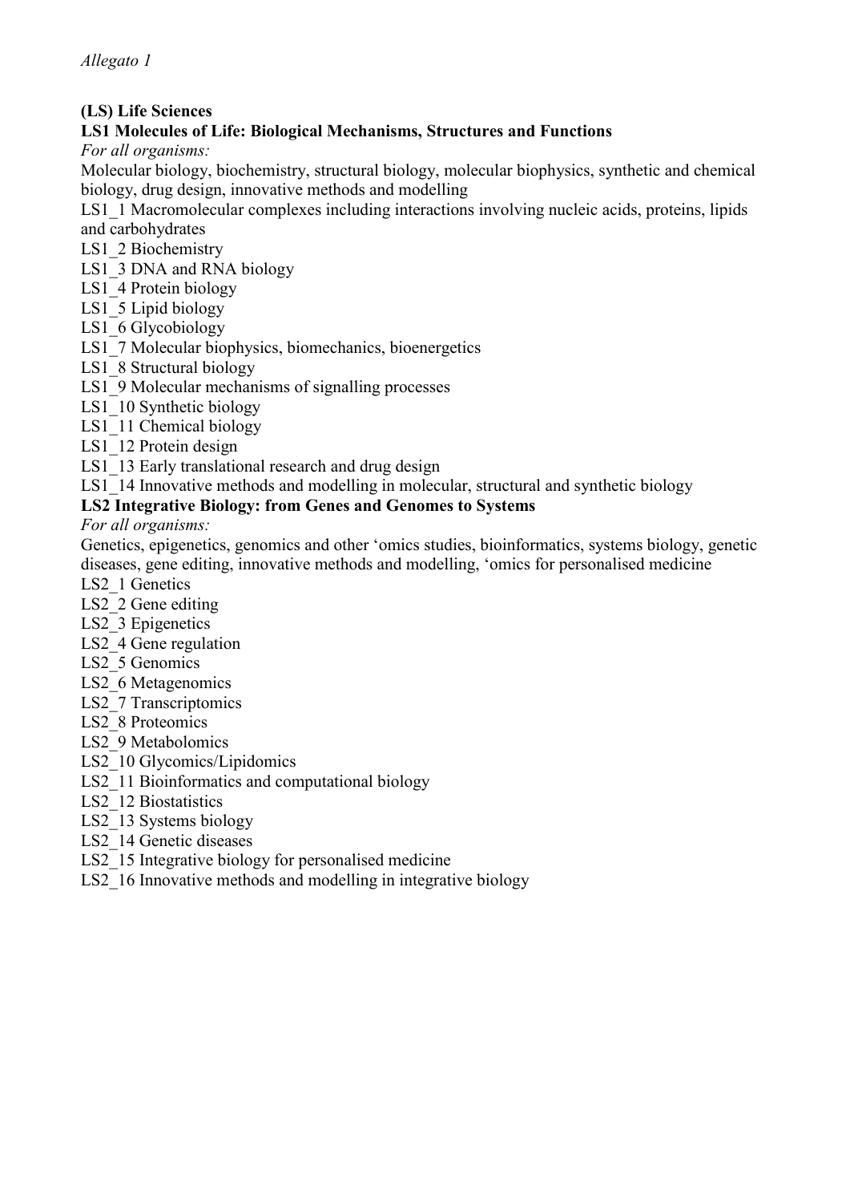*Allegato 1*

**(LS) Life Sciences**

**LS1 Molecules of Life: Biological Mechanisms, Structures and Functions**

*For all organisms:*

Molecular biology, biochemistry, structural biology, molecular biophysics, synthetic and chemical biology, drug design, innovative methods and modelling

LS1_1 Macromolecular complexes including interactions involving nucleic acids, proteins, lipids and carbohydrates
LS1_2 Biochemistry
LS1_3 DNA and RNA biology
LS1_4 Protein biology
LS1_5 Lipid biology
LS1_6 Glycobiology
LS1_7 Molecular biophysics, biomechanics, bioenergetics
LS1_8 Structural biology
LS1_9 Molecular mechanisms of signalling processes
LS1_10 Synthetic biology
LS1_11 Chemical biology
LS1_12 Protein design
LS1_13 Early translational research and drug design
LS1_14 Innovative methods and modelling in molecular, structural and synthetic biology

**LS2 Integrative Biology: from Genes and Genomes to Systems**

*For all organisms:*

Genetics, epigenetics, genomics and other 'omics studies, bioinformatics, systems biology, genetic diseases, gene editing, innovative methods and modelling, 'omics for personalised medicine

LS2_1 Genetics
LS2_2 Gene editing
LS2_3 Epigenetics
LS2_4 Gene regulation
LS2_5 Genomics
LS2_6 Metagenomics
LS2_7 Transcriptomics
LS2_8 Proteomics
LS2_9 Metabolomics
LS2_10 Glycomics/Lipidomics
LS2_11 Bioinformatics and computational biology
LS2_12 Biostatistics
LS2_13 Systems biology
LS2_14 Genetic diseases
LS2_15 Integrative biology for personalised medicine
LS2_16 Innovative methods and modelling in integrative biology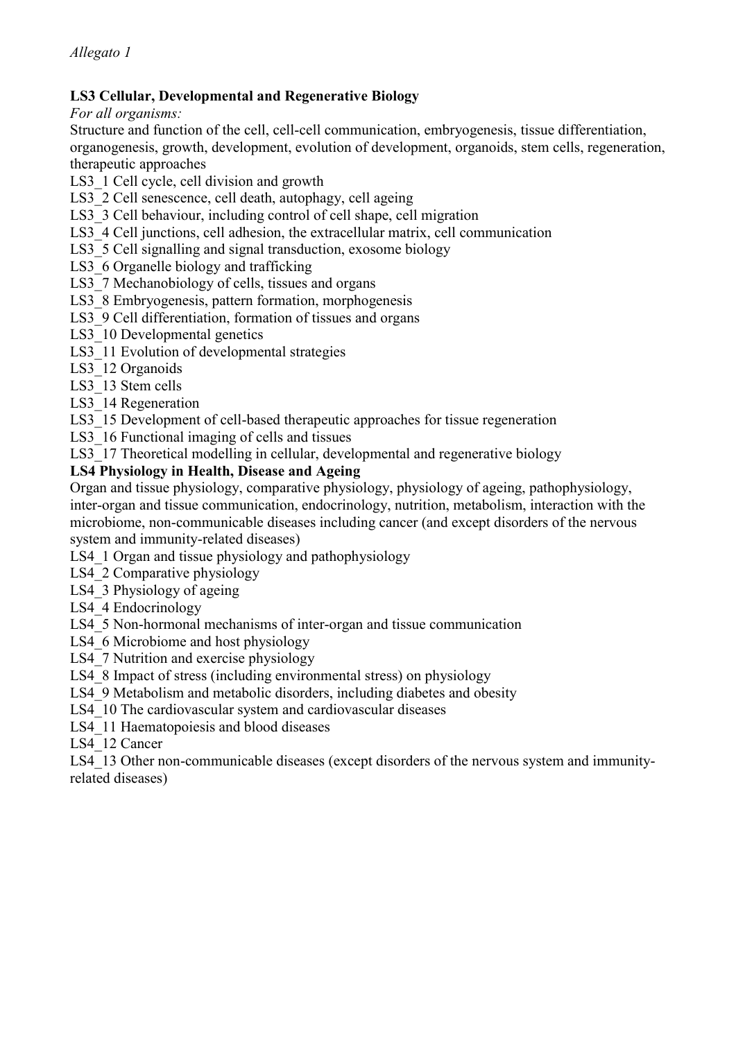*Allegato 1*

**LS3 Cellular, Developmental and Regenerative Biology**

*For all organisms:*

Structure and function of the cell, cell-cell communication, embryogenesis, tissue differentiation, organogenesis, growth, development, evolution of development, organoids, stem cells, regeneration, therapeutic approaches

LS3_1 Cell cycle, cell division and growth
LS3_2 Cell senescence, cell death, autophagy, cell ageing
LS3_3 Cell behaviour, including control of cell shape, cell migration
LS3_4 Cell junctions, cell adhesion, the extracellular matrix, cell communication
LS3_5 Cell signalling and signal transduction, exosome biology
LS3_6 Organelle biology and trafficking
LS3_7 Mechanobiology of cells, tissues and organs
LS3_8 Embryogenesis, pattern formation, morphogenesis
LS3_9 Cell differentiation, formation of tissues and organs
LS3_10 Developmental genetics
LS3_11 Evolution of developmental strategies
LS3_12 Organoids
LS3_13 Stem cells
LS3_14 Regeneration
LS3_15 Development of cell-based therapeutic approaches for tissue regeneration
LS3_16 Functional imaging of cells and tissues
LS3_17 Theoretical modelling in cellular, developmental and regenerative biology

**LS4 Physiology in Health, Disease and Ageing**

Organ and tissue physiology, comparative physiology, physiology of ageing, pathophysiology, inter-organ and tissue communication, endocrinology, nutrition, metabolism, interaction with the microbiome, non-communicable diseases including cancer (and except disorders of the nervous system and immunity-related diseases)

LS4_1 Organ and tissue physiology and pathophysiology
LS4_2 Comparative physiology
LS4_3 Physiology of ageing
LS4_4 Endocrinology
LS4_5 Non-hormonal mechanisms of inter-organ and tissue communication
LS4_6 Microbiome and host physiology
LS4_7 Nutrition and exercise physiology
LS4_8 Impact of stress (including environmental stress) on physiology
LS4_9 Metabolism and metabolic disorders, including diabetes and obesity
LS4_10 The cardiovascular system and cardiovascular diseases
LS4_11 Haematopoiesis and blood diseases
LS4_12 Cancer
LS4_13 Other non-communicable diseases (except disorders of the nervous system and immunity-related diseases)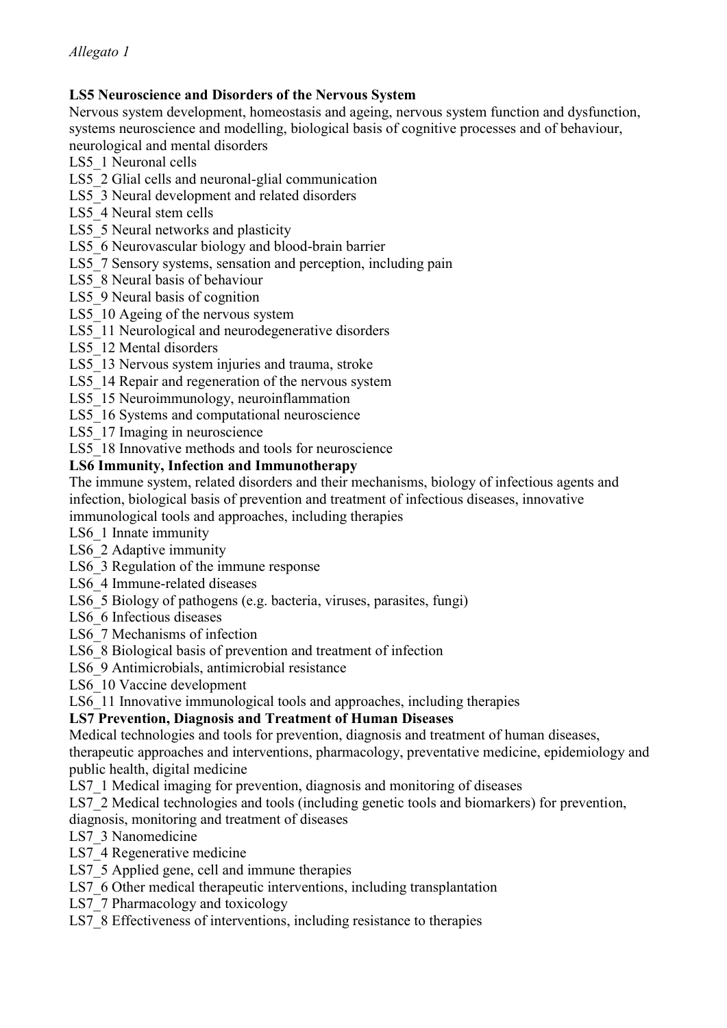*Allegato 1*

**LS5 Neuroscience and Disorders of the Nervous System**

Nervous system development, homeostasis and ageing, nervous system function and dysfunction, systems neuroscience and modelling, biological basis of cognitive processes and of behaviour, neurological and mental disorders

LS5_1 Neuronal cells
LS5_2 Glial cells and neuronal-glial communication
LS5_3 Neural development and related disorders
LS5_4 Neural stem cells
LS5_5 Neural networks and plasticity
LS5_6 Neurovascular biology and blood-brain barrier
LS5_7 Sensory systems, sensation and perception, including pain
LS5_8 Neural basis of behaviour
LS5_9 Neural basis of cognition
LS5_10 Ageing of the nervous system
LS5_11 Neurological and neurodegenerative disorders
LS5_12 Mental disorders
LS5_13 Nervous system injuries and trauma, stroke
LS5_14 Repair and regeneration of the nervous system
LS5_15 Neuroimmunology, neuroinflammation
LS5_16 Systems and computational neuroscience
LS5_17 Imaging in neuroscience
LS5_18 Innovative methods and tools for neuroscience

**LS6 Immunity, Infection and Immunotherapy**

The immune system, related disorders and their mechanisms, biology of infectious agents and infection, biological basis of prevention and treatment of infectious diseases, innovative immunological tools and approaches, including therapies

LS6_1 Innate immunity
LS6_2 Adaptive immunity
LS6_3 Regulation of the immune response
LS6_4 Immune-related diseases
LS6_5 Biology of pathogens (e.g. bacteria, viruses, parasites, fungi)
LS6_6 Infectious diseases
LS6_7 Mechanisms of infection
LS6_8 Biological basis of prevention and treatment of infection
LS6_9 Antimicrobials, antimicrobial resistance
LS6_10 Vaccine development
LS6_11 Innovative immunological tools and approaches, including therapies

**LS7 Prevention, Diagnosis and Treatment of Human Diseases**

Medical technologies and tools for prevention, diagnosis and treatment of human diseases, therapeutic approaches and interventions, pharmacology, preventative medicine, epidemiology and public health, digital medicine

LS7_1 Medical imaging for prevention, diagnosis and monitoring of diseases
LS7_2 Medical technologies and tools (including genetic tools and biomarkers) for prevention, diagnosis, monitoring and treatment of diseases
LS7_3 Nanomedicine
LS7_4 Regenerative medicine
LS7_5 Applied gene, cell and immune therapies
LS7_6 Other medical therapeutic interventions, including transplantation
LS7_7 Pharmacology and toxicology
LS7_8 Effectiveness of interventions, including resistance to therapies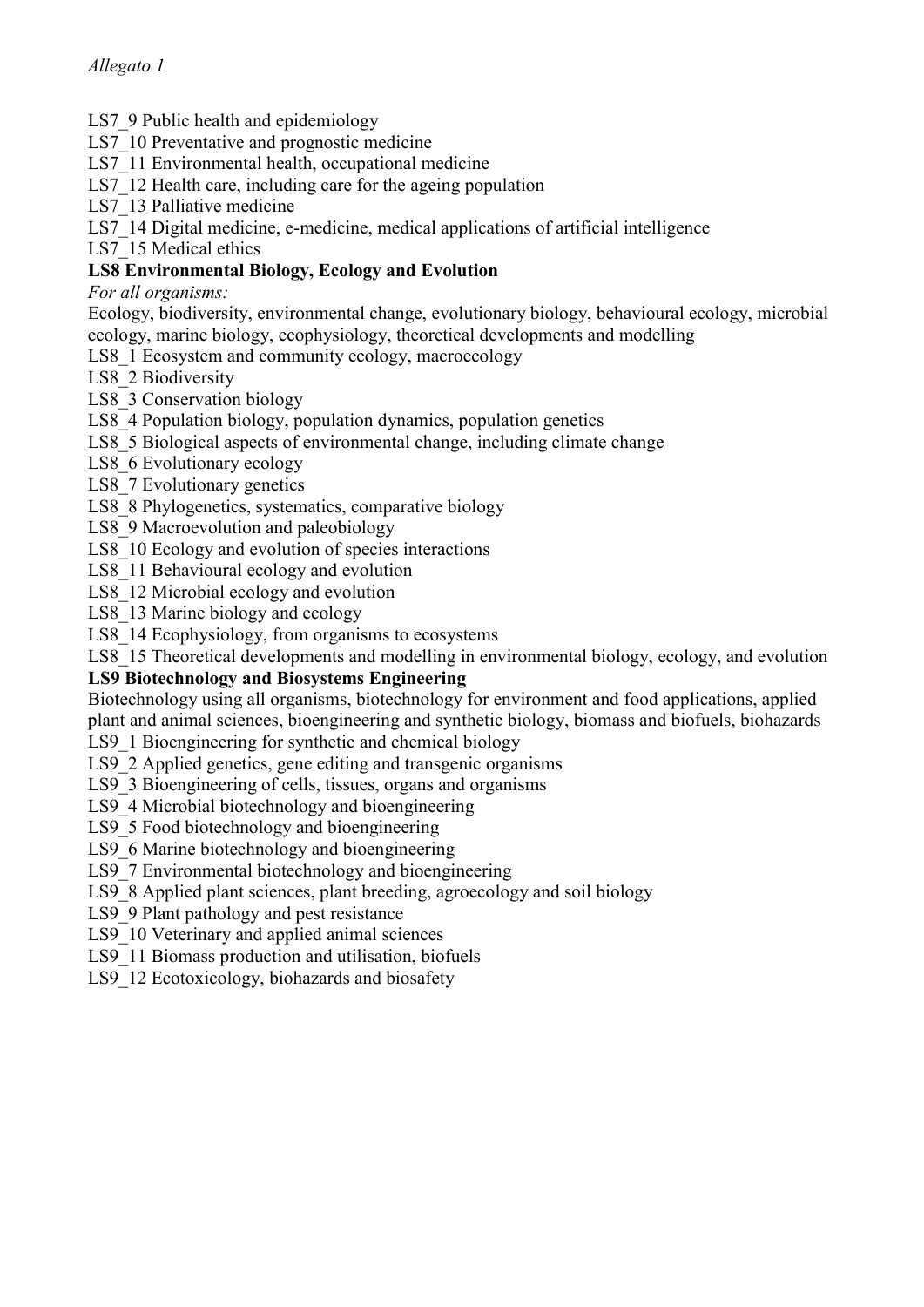*Allegato 1*

LS7_9 Public health and epidemiology
LS7_10 Preventative and prognostic medicine
LS7_11 Environmental health, occupational medicine
LS7_12 Health care, including care for the ageing population
LS7_13 Palliative medicine
LS7_14 Digital medicine, e-medicine, medical applications of artificial intelligence
LS7_15 Medical ethics

**LS8 Environmental Biology, Ecology and Evolution**

*For all organisms:*

Ecology, biodiversity, environmental change, evolutionary biology, behavioural ecology, microbial ecology, marine biology, ecophysiology, theoretical developments and modelling

LS8_1 Ecosystem and community ecology, macroecology
LS8_2 Biodiversity
LS8_3 Conservation biology
LS8_4 Population biology, population dynamics, population genetics
LS8_5 Biological aspects of environmental change, including climate change
LS8_6 Evolutionary ecology
LS8_7 Evolutionary genetics
LS8_8 Phylogenetics, systematics, comparative biology
LS8_9 Macroevolution and paleobiology
LS8_10 Ecology and evolution of species interactions
LS8_11 Behavioural ecology and evolution
LS8_12 Microbial ecology and evolution
LS8_13 Marine biology and ecology
LS8_14 Ecophysiology, from organisms to ecosystems
LS8_15 Theoretical developments and modelling in environmental biology, ecology, and evolution

**LS9 Biotechnology and Biosystems Engineering**

Biotechnology using all organisms, biotechnology for environment and food applications, applied plant and animal sciences, bioengineering and synthetic biology, biomass and biofuels, biohazards

LS9_1 Bioengineering for synthetic and chemical biology
LS9_2 Applied genetics, gene editing and transgenic organisms
LS9_3 Bioengineering of cells, tissues, organs and organisms
LS9_4 Microbial biotechnology and bioengineering
LS9_5 Food biotechnology and bioengineering
LS9_6 Marine biotechnology and bioengineering
LS9_7 Environmental biotechnology and bioengineering
LS9_8 Applied plant sciences, plant breeding, agroecology and soil biology
LS9_9 Plant pathology and pest resistance
LS9_10 Veterinary and applied animal sciences
LS9_11 Biomass production and utilisation, biofuels
LS9_12 Ecotoxicology, biohazards and biosafety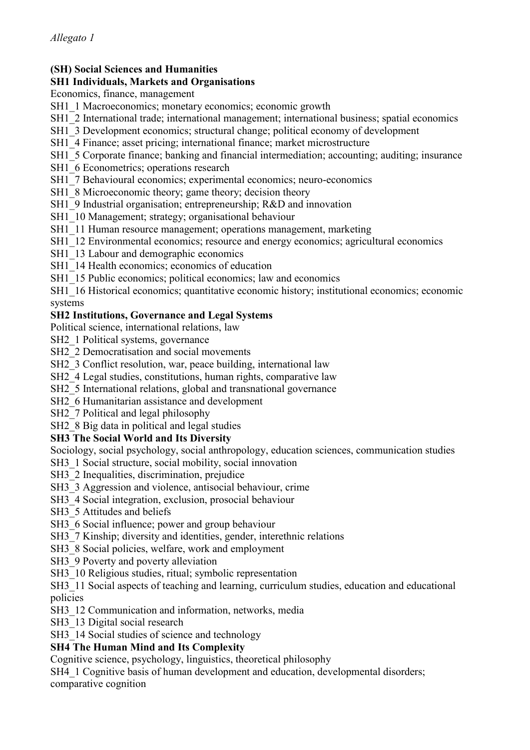*Allegato 1*

**(SH) Social Sciences and Humanities**

**SH1 Individuals, Markets and Organisations**

Economics, finance, management

SH1_1 Macroeconomics; monetary economics; economic growth
SH1_2 International trade; international management; international business; spatial economics
SH1_3 Development economics; structural change; political economy of development
SH1_4 Finance; asset pricing; international finance; market microstructure
SH1_5 Corporate finance; banking and financial intermediation; accounting; auditing; insurance
SH1_6 Econometrics; operations research
SH1_7 Behavioural economics; experimental economics; neuro-economics
SH1_8 Microeconomic theory; game theory; decision theory
SH1_9 Industrial organisation; entrepreneurship; R&D and innovation
SH1_10 Management; strategy; organisational behaviour
SH1_11 Human resource management; operations management, marketing
SH1_12 Environmental economics; resource and energy economics; agricultural economics
SH1_13 Labour and demographic economics
SH1_14 Health economics; economics of education
SH1_15 Public economics; political economics; law and economics
SH1_16 Historical economics; quantitative economic history; institutional economics; economic systems

**SH2 Institutions, Governance and Legal Systems**

Political science, international relations, law

SH2_1 Political systems, governance
SH2_2 Democratisation and social movements
SH2_3 Conflict resolution, war, peace building, international law
SH2_4 Legal studies, constitutions, human rights, comparative law
SH2_5 International relations, global and transnational governance
SH2_6 Humanitarian assistance and development
SH2_7 Political and legal philosophy
SH2_8 Big data in political and legal studies

**SH3 The Social World and Its Diversity**

Sociology, social psychology, social anthropology, education sciences, communication studies

SH3_1 Social structure, social mobility, social innovation
SH3_2 Inequalities, discrimination, prejudice
SH3_3 Aggression and violence, antisocial behaviour, crime
SH3_4 Social integration, exclusion, prosocial behaviour
SH3_5 Attitudes and beliefs
SH3_6 Social influence; power and group behaviour
SH3_7 Kinship; diversity and identities, gender, interethnic relations
SH3_8 Social policies, welfare, work and employment
SH3_9 Poverty and poverty alleviation
SH3_10 Religious studies, ritual; symbolic representation
SH3_11 Social aspects of teaching and learning, curriculum studies, education and educational policies
SH3_12 Communication and information, networks, media
SH3_13 Digital social research
SH3_14 Social studies of science and technology

**SH4 The Human Mind and Its Complexity**

Cognitive science, psychology, linguistics, theoretical philosophy

SH4_1 Cognitive basis of human development and education, developmental disorders; comparative cognition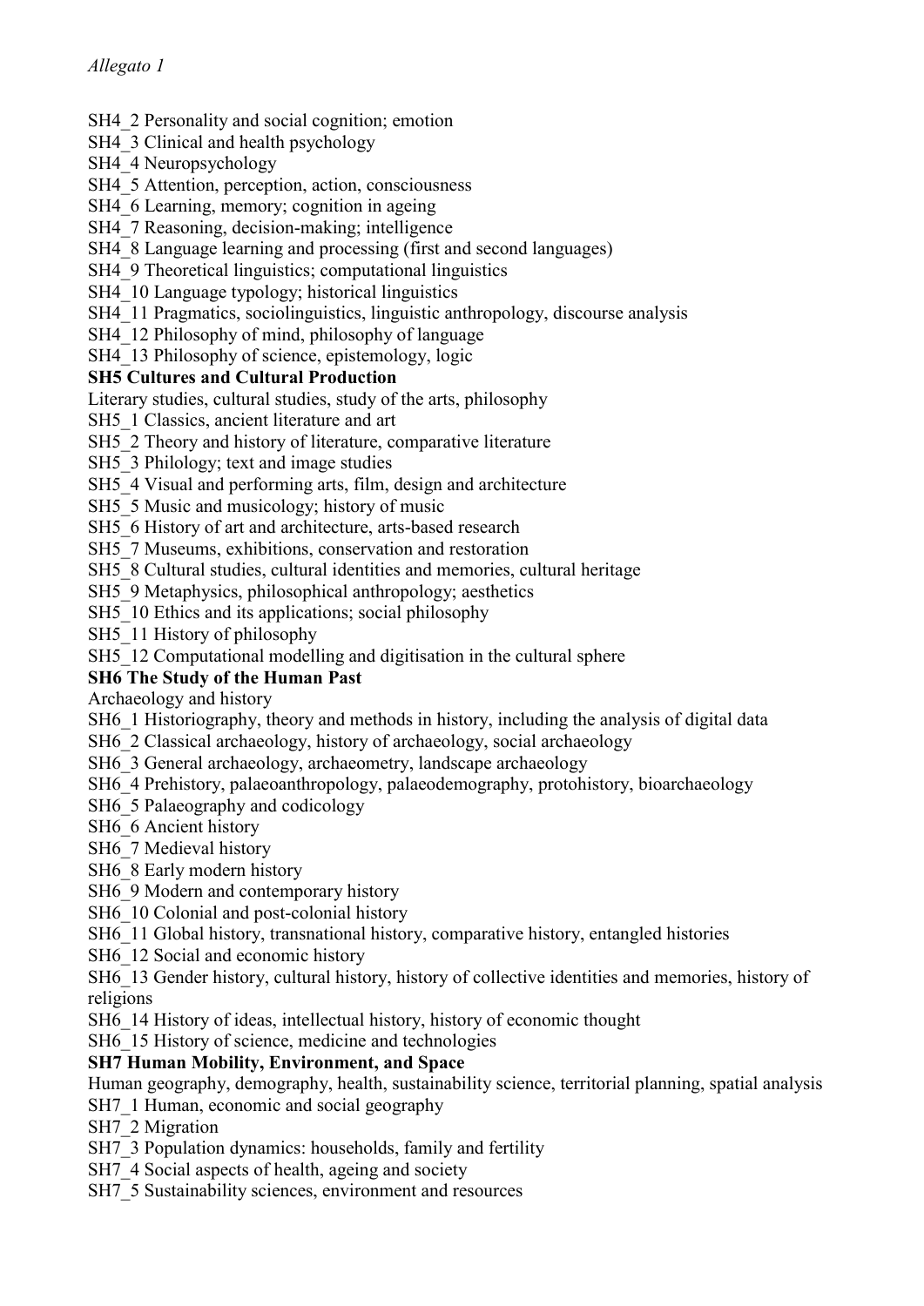*Allegato 1*

SH4_2 Personality and social cognition; emotion
SH4_3 Clinical and health psychology
SH4_4 Neuropsychology
SH4_5 Attention, perception, action, consciousness
SH4_6 Learning, memory; cognition in ageing
SH4_7 Reasoning, decision-making; intelligence
SH4_8 Language learning and processing (first and second languages)
SH4_9 Theoretical linguistics; computational linguistics
SH4_10 Language typology; historical linguistics
SH4_11 Pragmatics, sociolinguistics, linguistic anthropology, discourse analysis
SH4_12 Philosophy of mind, philosophy of language
SH4_13 Philosophy of science, epistemology, logic

**SH5 Cultures and Cultural Production**

Literary studies, cultural studies, study of the arts, philosophy
SH5_1 Classics, ancient literature and art
SH5_2 Theory and history of literature, comparative literature
SH5_3 Philology; text and image studies
SH5_4 Visual and performing arts, film, design and architecture
SH5_5 Music and musicology; history of music
SH5_6 History of art and architecture, arts-based research
SH5_7 Museums, exhibitions, conservation and restoration
SH5_8 Cultural studies, cultural identities and memories, cultural heritage
SH5_9 Metaphysics, philosophical anthropology; aesthetics
SH5_10 Ethics and its applications; social philosophy
SH5_11 History of philosophy
SH5_12 Computational modelling and digitisation in the cultural sphere

**SH6 The Study of the Human Past**

Archaeology and history
SH6_1 Historiography, theory and methods in history, including the analysis of digital data
SH6_2 Classical archaeology, history of archaeology, social archaeology
SH6_3 General archaeology, archaeometry, landscape archaeology
SH6_4 Prehistory, palaeoanthropology, palaeodemography, protohistory, bioarchaeology
SH6_5 Palaeography and codicology
SH6_6 Ancient history
SH6_7 Medieval history
SH6_8 Early modern history
SH6_9 Modern and contemporary history
SH6_10 Colonial and post-colonial history
SH6_11 Global history, transnational history, comparative history, entangled histories
SH6_12 Social and economic history
SH6_13 Gender history, cultural history, history of collective identities and memories, history of religions
SH6_14 History of ideas, intellectual history, history of economic thought
SH6_15 History of science, medicine and technologies

**SH7 Human Mobility, Environment, and Space**

Human geography, demography, health, sustainability science, territorial planning, spatial analysis
SH7_1 Human, economic and social geography
SH7_2 Migration
SH7_3 Population dynamics: households, family and fertility
SH7_4 Social aspects of health, ageing and society
SH7_5 Sustainability sciences, environment and resources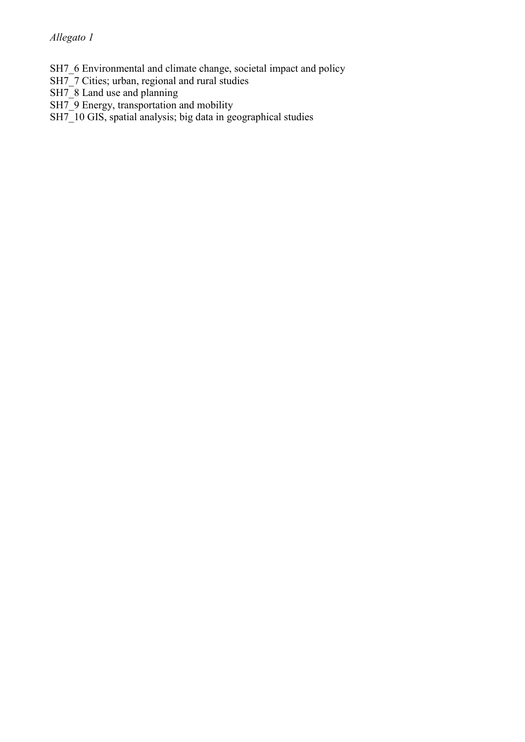*Allegato 1*

SH7_6 Environmental and climate change, societal impact and policy
SH7_7 Cities; urban, regional and rural studies
SH7_8 Land use and planning
SH7_9 Energy, transportation and mobility
SH7_10 GIS, spatial analysis; big data in geographical studies